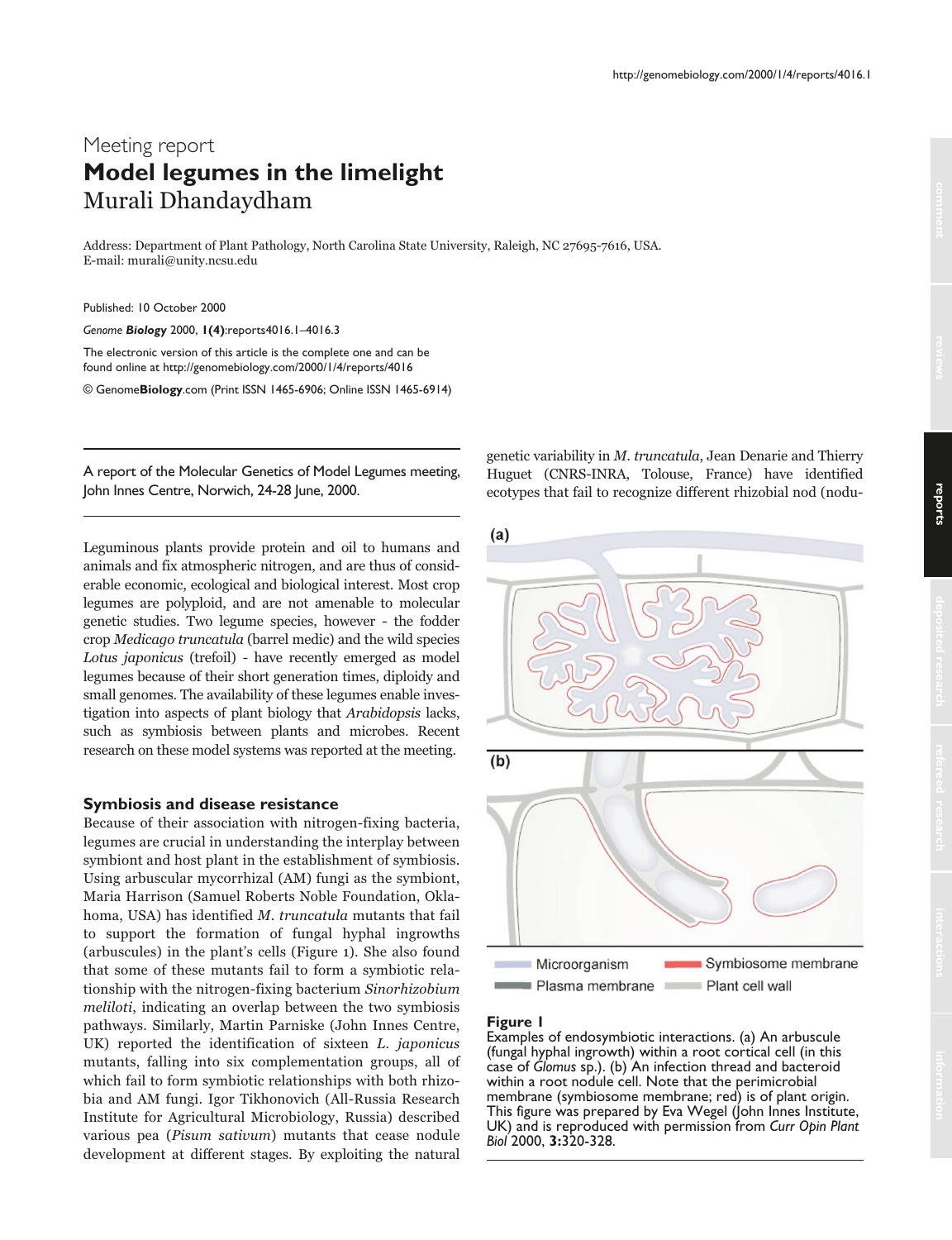Meeting report

# Model legumes in the limelight

Murali Dhandaydham

Address: Department of Plant Pathology, North Carolina State University, Raleigh, NC 27695-7616, USA.
E-mail: murali@unity.ncsu.edu

Published: 10 October 2000

*Genome* ***Biology*** 2000, **1(4)**:reports4016.1–4016.3

The electronic version of this article is the complete one and can be found online at http://genomebiology.com/2000/1/4/reports/4016

© Genome**Biology**.com (Print ISSN 1465-6906; Online ISSN 1465-6914)

---

A report of the Molecular Genetics of Model Legumes meeting, John Innes Centre, Norwich, 24-28 June, 2000.

---

Leguminous plants provide protein and oil to humans and animals and fix atmospheric nitrogen, and are thus of considerable economic, ecological and biological interest. Most crop legumes are polyploid, and are not amenable to molecular genetic studies. Two legume species, however - the fodder crop *Medicago truncatula* (barrel medic) and the wild species *Lotus japonicus* (trefoil) - have recently emerged as model legumes because of their short generation times, diploidy and small genomes. The availability of these legumes enable investigation into aspects of plant biology that *Arabidopsis* lacks, such as symbiosis between plants and microbes. Recent research on these model systems was reported at the meeting.

## Symbiosis and disease resistance

Because of their association with nitrogen-fixing bacteria, legumes are crucial in understanding the interplay between symbiont and host plant in the establishment of symbiosis. Using arbuscular mycorrhizal (AM) fungi as the symbiont, Maria Harrison (Samuel Roberts Noble Foundation, Oklahoma, USA) has identified *M. truncatula* mutants that fail to support the formation of fungal hyphal ingrowths (arbuscules) in the plant's cells (Figure 1). She also found that some of these mutants fail to form a symbiotic relationship with the nitrogen-fixing bacterium *Sinorhizobium meliloti*, indicating an overlap between the two symbiosis pathways. Similarly, Martin Parniske (John Innes Centre, UK) reported the identification of sixteen *L. japonicus* mutants, falling into six complementation groups, all of which fail to form symbiotic relationships with both rhizobia and AM fungi. Igor Tikhonovich (All-Russia Research Institute for Agricultural Microbiology, Russia) described various pea (*Pisum sativum*) mutants that cease nodule development at different stages. By exploiting the natural genetic variability in *M. truncatula*, Jean Denarie and Thierry Huguet (CNRS-INRA, Tolouse, France) have identified ecotypes that fail to recognize different rhizobial nod (nodu-

(a)

(b)

Microorganism
Symbiosome membrane
Plasma membrane
Plant cell wall

**Figure 1**
Examples of endosymbiotic interactions. (a) An arbuscule (fungal hyphal ingrowth) within a root cortical cell (in this case of *Glomus* sp.). (b) An infection thread and bacteroid within a root nodule cell. Note that the perimicrobial membrane (symbiosome membrane; red) is of plant origin. This figure was prepared by Eva Wegel (John Innes Institute, UK) and is reproduced with permission from *Curr Opin Plant Biol* 2000, **3:**320-328.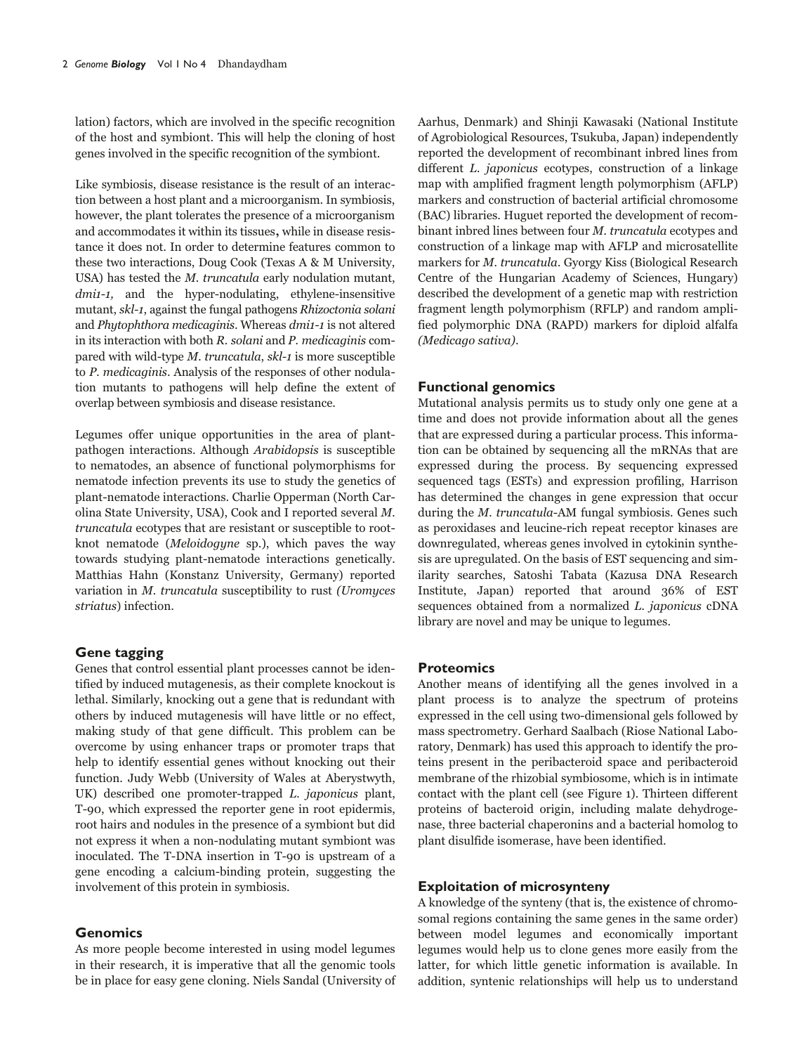lation) factors, which are involved in the specific recognition of the host and symbiont. This will help the cloning of host genes involved in the specific recognition of the symbiont.

Like symbiosis, disease resistance is the result of an interaction between a host plant and a microorganism. In symbiosis, however, the plant tolerates the presence of a microorganism and accommodates it within its tissues, while in disease resistance it does not. In order to determine features common to these two interactions, Doug Cook (Texas A & M University, USA) has tested the *M. truncatula* early nodulation mutant, *dmi1-1,* and the hyper-nodulating, ethylene-insensitive mutant, *skl-1*, against the fungal pathogens *Rhizoctonia solani* and *Phytophthora medicaginis*. Whereas *dmi1-1* is not altered in its interaction with both *R. solani* and *P. medicaginis* compared with wild-type *M. truncatula*, *skl-1* is more susceptible to *P. medicaginis*. Analysis of the responses of other nodulation mutants to pathogens will help define the extent of overlap between symbiosis and disease resistance.

Legumes offer unique opportunities in the area of plant-pathogen interactions. Although *Arabidopsis* is susceptible to nematodes, an absence of functional polymorphisms for nematode infection prevents its use to study the genetics of plant-nematode interactions. Charlie Opperman (North Carolina State University, USA), Cook and I reported several *M. truncatula* ecotypes that are resistant or susceptible to root-knot nematode (*Meloidogyne* sp.), which paves the way towards studying plant-nematode interactions genetically. Matthias Hahn (Konstanz University, Germany) reported variation in *M. truncatula* susceptibility to rust *(Uromyces striatus*) infection.

## Gene tagging

Genes that control essential plant processes cannot be identified by induced mutagenesis, as their complete knockout is lethal. Similarly, knocking out a gene that is redundant with others by induced mutagenesis will have little or no effect, making study of that gene difficult. This problem can be overcome by using enhancer traps or promoter traps that help to identify essential genes without knocking out their function. Judy Webb (University of Wales at Aberystwyth, UK) described one promoter-trapped *L. japonicus* plant, T-90, which expressed the reporter gene in root epidermis, root hairs and nodules in the presence of a symbiont but did not express it when a non-nodulating mutant symbiont was inoculated. The T-DNA insertion in T-90 is upstream of a gene encoding a calcium-binding protein, suggesting the involvement of this protein in symbiosis.

## Genomics

As more people become interested in using model legumes in their research, it is imperative that all the genomic tools be in place for easy gene cloning. Niels Sandal (University of Aarhus, Denmark) and Shinji Kawasaki (National Institute of Agrobiological Resources, Tsukuba, Japan) independently reported the development of recombinant inbred lines from different *L. japonicus* ecotypes, construction of a linkage map with amplified fragment length polymorphism (AFLP) markers and construction of bacterial artificial chromosome (BAC) libraries. Huguet reported the development of recombinant inbred lines between four *M. truncatula* ecotypes and construction of a linkage map with AFLP and microsatellite markers for *M. truncatula*. Gyorgy Kiss (Biological Research Centre of the Hungarian Academy of Sciences, Hungary) described the development of a genetic map with restriction fragment length polymorphism (RFLP) and random amplified polymorphic DNA (RAPD) markers for diploid alfalfa *(Medicago sativa)*.

## Functional genomics

Mutational analysis permits us to study only one gene at a time and does not provide information about all the genes that are expressed during a particular process. This information can be obtained by sequencing all the mRNAs that are expressed during the process. By sequencing expressed sequenced tags (ESTs) and expression profiling, Harrison has determined the changes in gene expression that occur during the *M. truncatula*-AM fungal symbiosis. Genes such as peroxidases and leucine-rich repeat receptor kinases are downregulated, whereas genes involved in cytokinin synthesis are upregulated. On the basis of EST sequencing and similarity searches, Satoshi Tabata (Kazusa DNA Research Institute, Japan) reported that around 36% of EST sequences obtained from a normalized *L. japonicus* cDNA library are novel and may be unique to legumes.

## Proteomics

Another means of identifying all the genes involved in a plant process is to analyze the spectrum of proteins expressed in the cell using two-dimensional gels followed by mass spectrometry. Gerhard Saalbach (Riose National Laboratory, Denmark) has used this approach to identify the proteins present in the peribacteroid space and peribacteroid membrane of the rhizobial symbiosome, which is in intimate contact with the plant cell (see Figure 1). Thirteen different proteins of bacteroid origin, including malate dehydrogenase, three bacterial chaperonins and a bacterial homolog to plant disulfide isomerase, have been identified.

## Exploitation of microsynteny

A knowledge of the synteny (that is, the existence of chromosomal regions containing the same genes in the same order) between model legumes and economically important legumes would help us to clone genes more easily from the latter, for which little genetic information is available. In addition, syntenic relationships will help us to understand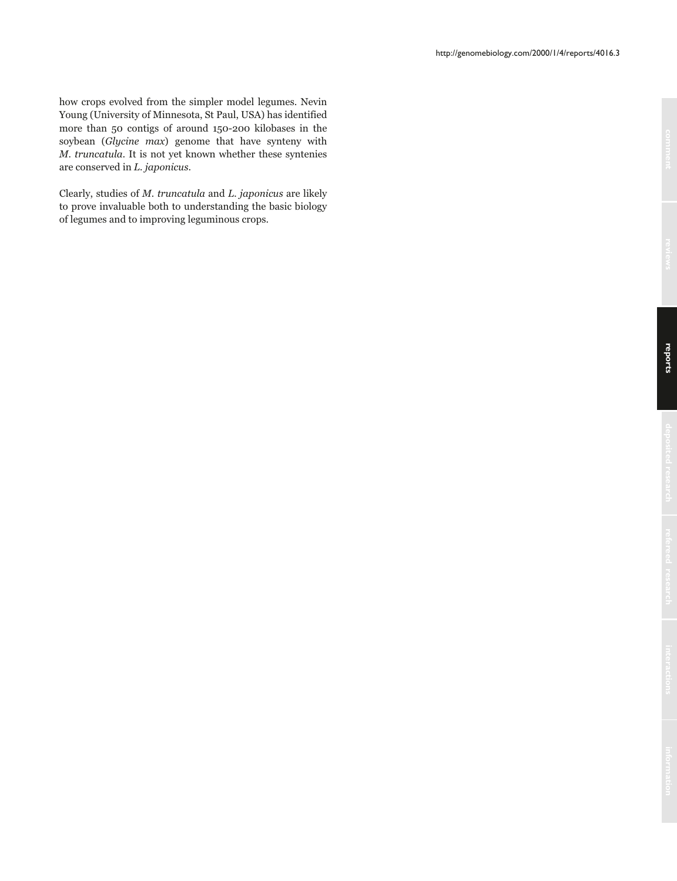how crops evolved from the simpler model legumes. Nevin Young (University of Minnesota, St Paul, USA) has identified more than 50 contigs of around 150-200 kilobases in the soybean (*Glycine max*) genome that have synteny with *M. truncatula*. It is not yet known whether these syntenies are conserved in *L. japonicus*.

Clearly, studies of *M. truncatula* and *L. japonicus* are likely to prove invaluable both to understanding the basic biology of legumes and to improving leguminous crops.